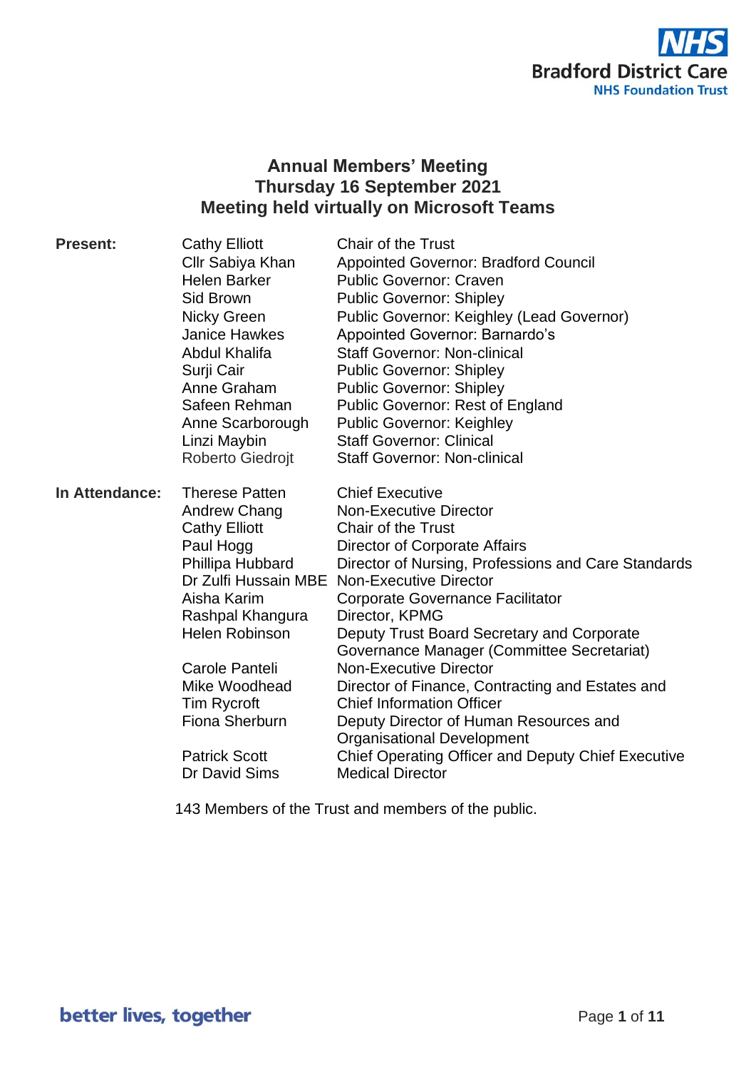Bradford District Care NHS Foundation Trust

# Annual Members' Meeting
## Thursday 16 September 2021
## Meeting held virtually on Microsoft Teams

| | | |
|---|---|---|
| **Present:** | Cathy Elliott | Chair of the Trust |
| | Cllr Sabiya Khan | Appointed Governor: Bradford Council |
| | Helen Barker | Public Governor: Craven |
| | Sid Brown | Public Governor: Shipley |
| | Nicky Green | Public Governor: Keighley (Lead Governor) |
| | Janice Hawkes | Appointed Governor: Barnardo's |
| | Abdul Khalifa | Staff Governor: Non-clinical |
| | Surji Cair | Public Governor: Shipley |
| | Anne Graham | Public Governor: Shipley |
| | Safeen Rehman | Public Governor: Rest of England |
| | Anne Scarborough | Public Governor: Keighley |
| | Linzi Maybin | Staff Governor: Clinical |
| | Roberto Giedrojt | Staff Governor: Non-clinical |
| **In Attendance:** | Therese Patten | Chief Executive |
| | Andrew Chang | Non-Executive Director |
| | Cathy Elliott | Chair of the Trust |
| | Paul Hogg | Director of Corporate Affairs |
| | Phillipa Hubbard | Director of Nursing, Professions and Care Standards |
| | Dr Zulfi Hussain MBE | Non-Executive Director |
| | Aisha Karim | Corporate Governance Facilitator |
| | Rashpal Khangura | Director, KPMG |
| | Helen Robinson | Deputy Trust Board Secretary and Corporate Governance Manager (Committee Secretariat) |
| | Carole Panteli | Non-Executive Director |
| | Mike Woodhead | Director of Finance, Contracting and Estates and |
| | Tim Rycroft | Chief Information Officer |
| | Fiona Sherburn | Deputy Director of Human Resources and Organisational Development |
| | Patrick Scott | Chief Operating Officer and Deputy Chief Executive |
| | Dr David Sims | Medical Director |

143 Members of the Trust and members of the public.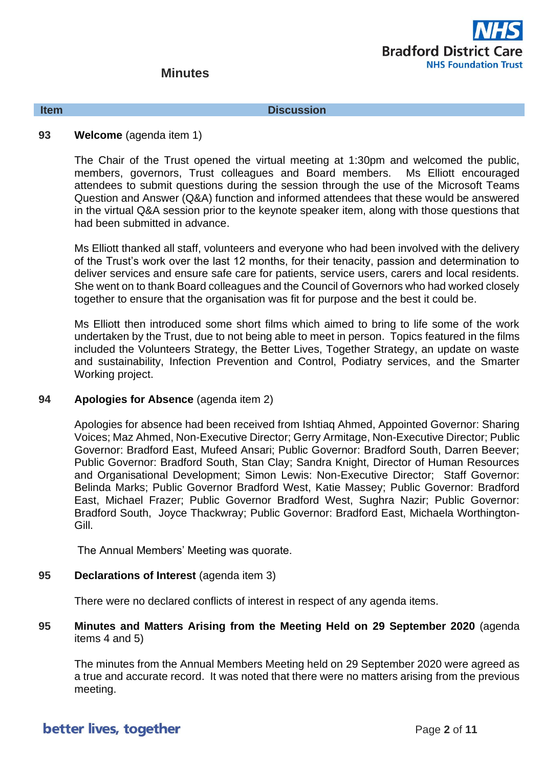## Minutes

| Item | Discussion |
|---|---|

**93 Welcome** (agenda item 1)

The Chair of the Trust opened the virtual meeting at 1:30pm and welcomed the public, members, governors, Trust colleagues and Board members. Ms Elliott encouraged attendees to submit questions during the session through the use of the Microsoft Teams Question and Answer (Q&A) function and informed attendees that these would be answered in the virtual Q&A session prior to the keynote speaker item, along with those questions that had been submitted in advance.

Ms Elliott thanked all staff, volunteers and everyone who had been involved with the delivery of the Trust's work over the last 12 months, for their tenacity, passion and determination to deliver services and ensure safe care for patients, service users, carers and local residents. She went on to thank Board colleagues and the Council of Governors who had worked closely together to ensure that the organisation was fit for purpose and the best it could be.

Ms Elliott then introduced some short films which aimed to bring to life some of the work undertaken by the Trust, due to not being able to meet in person. Topics featured in the films included the Volunteers Strategy, the Better Lives, Together Strategy, an update on waste and sustainability, Infection Prevention and Control, Podiatry services, and the Smarter Working project.

**94 Apologies for Absence** (agenda item 2)

Apologies for absence had been received from Ishtiaq Ahmed, Appointed Governor: Sharing Voices; Maz Ahmed, Non-Executive Director; Gerry Armitage, Non-Executive Director; Public Governor: Bradford East, Mufeed Ansari; Public Governor: Bradford South, Darren Beever; Public Governor: Bradford South, Stan Clay; Sandra Knight, Director of Human Resources and Organisational Development; Simon Lewis: Non-Executive Director; Staff Governor: Belinda Marks; Public Governor Bradford West, Katie Massey; Public Governor: Bradford East, Michael Frazer; Public Governor Bradford West, Sughra Nazir; Public Governor: Bradford South, Joyce Thackwray; Public Governor: Bradford East, Michaela Worthington-Gill.

The Annual Members' Meeting was quorate.

**95 Declarations of Interest** (agenda item 3)

There were no declared conflicts of interest in respect of any agenda items.

**95 Minutes and Matters Arising from the Meeting Held on 29 September 2020** (agenda items 4 and 5)

The minutes from the Annual Members Meeting held on 29 September 2020 were agreed as a true and accurate record. It was noted that there were no matters arising from the previous meeting.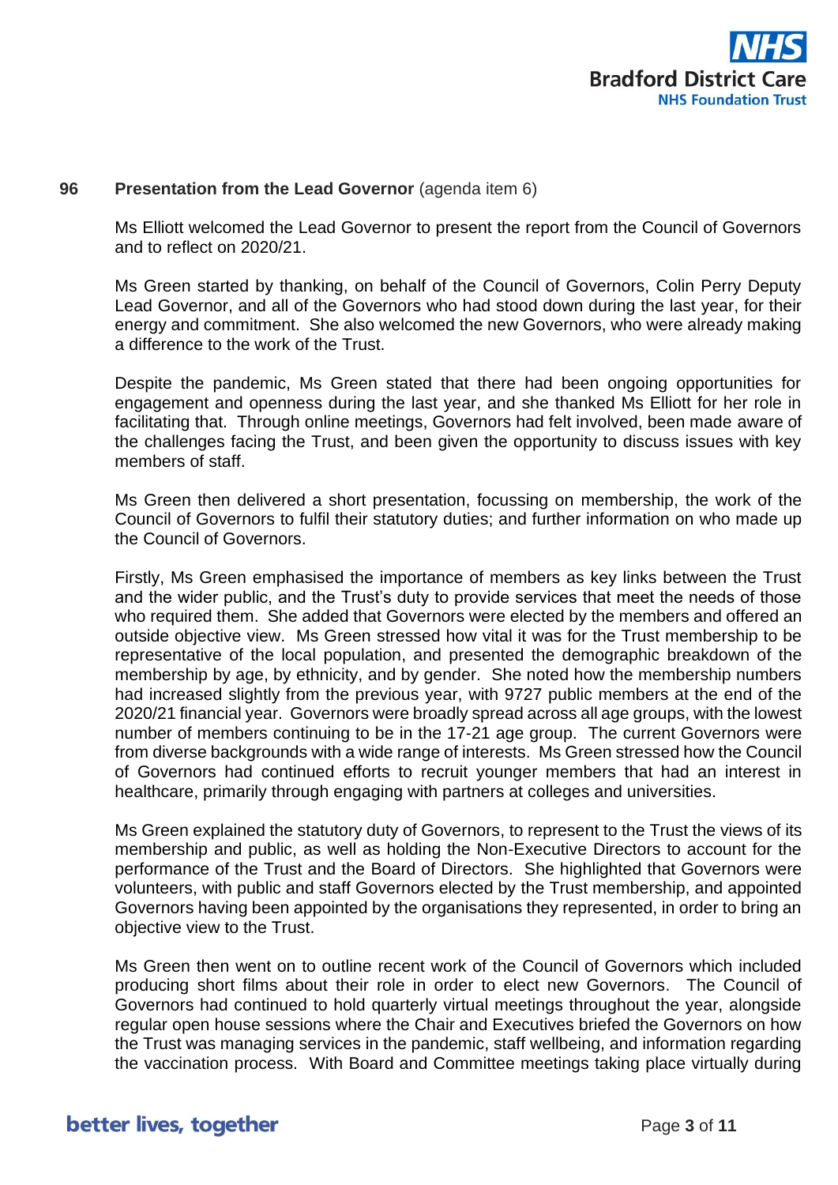**96 Presentation from the Lead Governor** (agenda item 6)

Ms Elliott welcomed the Lead Governor to present the report from the Council of Governors and to reflect on 2020/21.

Ms Green started by thanking, on behalf of the Council of Governors, Colin Perry Deputy Lead Governor, and all of the Governors who had stood down during the last year, for their energy and commitment. She also welcomed the new Governors, who were already making a difference to the work of the Trust.

Despite the pandemic, Ms Green stated that there had been ongoing opportunities for engagement and openness during the last year, and she thanked Ms Elliott for her role in facilitating that. Through online meetings, Governors had felt involved, been made aware of the challenges facing the Trust, and been given the opportunity to discuss issues with key members of staff.

Ms Green then delivered a short presentation, focussing on membership, the work of the Council of Governors to fulfil their statutory duties; and further information on who made up the Council of Governors.

Firstly, Ms Green emphasised the importance of members as key links between the Trust and the wider public, and the Trust's duty to provide services that meet the needs of those who required them. She added that Governors were elected by the members and offered an outside objective view. Ms Green stressed how vital it was for the Trust membership to be representative of the local population, and presented the demographic breakdown of the membership by age, by ethnicity, and by gender. She noted how the membership numbers had increased slightly from the previous year, with 9727 public members at the end of the 2020/21 financial year. Governors were broadly spread across all age groups, with the lowest number of members continuing to be in the 17-21 age group. The current Governors were from diverse backgrounds with a wide range of interests. Ms Green stressed how the Council of Governors had continued efforts to recruit younger members that had an interest in healthcare, primarily through engaging with partners at colleges and universities.

Ms Green explained the statutory duty of Governors, to represent to the Trust the views of its membership and public, as well as holding the Non-Executive Directors to account for the performance of the Trust and the Board of Directors. She highlighted that Governors were volunteers, with public and staff Governors elected by the Trust membership, and appointed Governors having been appointed by the organisations they represented, in order to bring an objective view to the Trust.

Ms Green then went on to outline recent work of the Council of Governors which included producing short films about their role in order to elect new Governors. The Council of Governors had continued to hold quarterly virtual meetings throughout the year, alongside regular open house sessions where the Chair and Executives briefed the Governors on how the Trust was managing services in the pandemic, staff wellbeing, and information regarding the vaccination process. With Board and Committee meetings taking place virtually during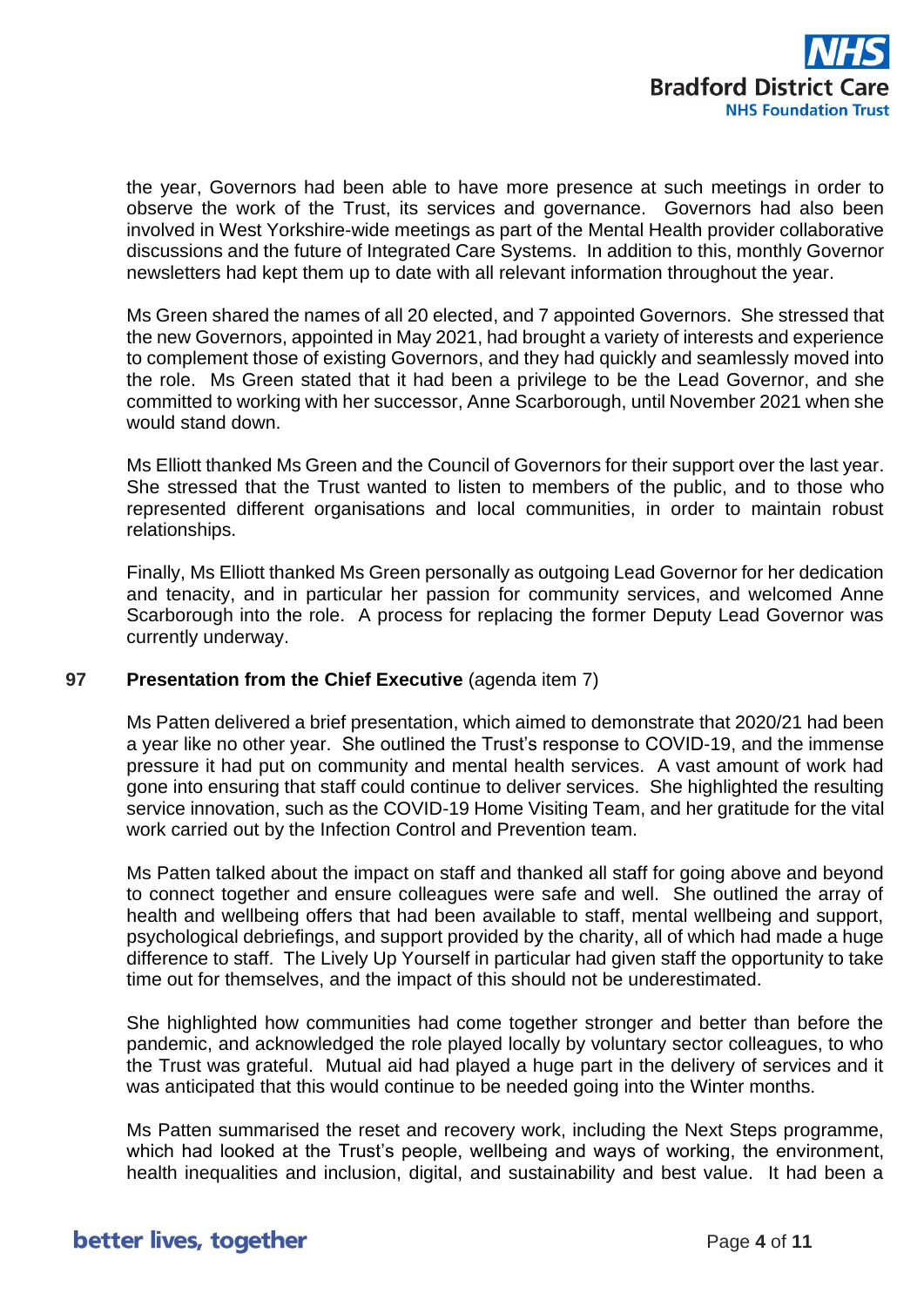the year, Governors had been able to have more presence at such meetings in order to observe the work of the Trust, its services and governance. Governors had also been involved in West Yorkshire-wide meetings as part of the Mental Health provider collaborative discussions and the future of Integrated Care Systems. In addition to this, monthly Governor newsletters had kept them up to date with all relevant information throughout the year.

Ms Green shared the names of all 20 elected, and 7 appointed Governors. She stressed that the new Governors, appointed in May 2021, had brought a variety of interests and experience to complement those of existing Governors, and they had quickly and seamlessly moved into the role. Ms Green stated that it had been a privilege to be the Lead Governor, and she committed to working with her successor, Anne Scarborough, until November 2021 when she would stand down.

Ms Elliott thanked Ms Green and the Council of Governors for their support over the last year. She stressed that the Trust wanted to listen to members of the public, and to those who represented different organisations and local communities, in order to maintain robust relationships.

Finally, Ms Elliott thanked Ms Green personally as outgoing Lead Governor for her dedication and tenacity, and in particular her passion for community services, and welcomed Anne Scarborough into the role. A process for replacing the former Deputy Lead Governor was currently underway.

**97 Presentation from the Chief Executive** (agenda item 7)

Ms Patten delivered a brief presentation, which aimed to demonstrate that 2020/21 had been a year like no other year. She outlined the Trust's response to COVID-19, and the immense pressure it had put on community and mental health services. A vast amount of work had gone into ensuring that staff could continue to deliver services. She highlighted the resulting service innovation, such as the COVID-19 Home Visiting Team, and her gratitude for the vital work carried out by the Infection Control and Prevention team.

Ms Patten talked about the impact on staff and thanked all staff for going above and beyond to connect together and ensure colleagues were safe and well. She outlined the array of health and wellbeing offers that had been available to staff, mental wellbeing and support, psychological debriefings, and support provided by the charity, all of which had made a huge difference to staff. The Lively Up Yourself in particular had given staff the opportunity to take time out for themselves, and the impact of this should not be underestimated.

She highlighted how communities had come together stronger and better than before the pandemic, and acknowledged the role played locally by voluntary sector colleagues, to who the Trust was grateful. Mutual aid had played a huge part in the delivery of services and it was anticipated that this would continue to be needed going into the Winter months.

Ms Patten summarised the reset and recovery work, including the Next Steps programme, which had looked at the Trust's people, wellbeing and ways of working, the environment, health inequalities and inclusion, digital, and sustainability and best value. It had been a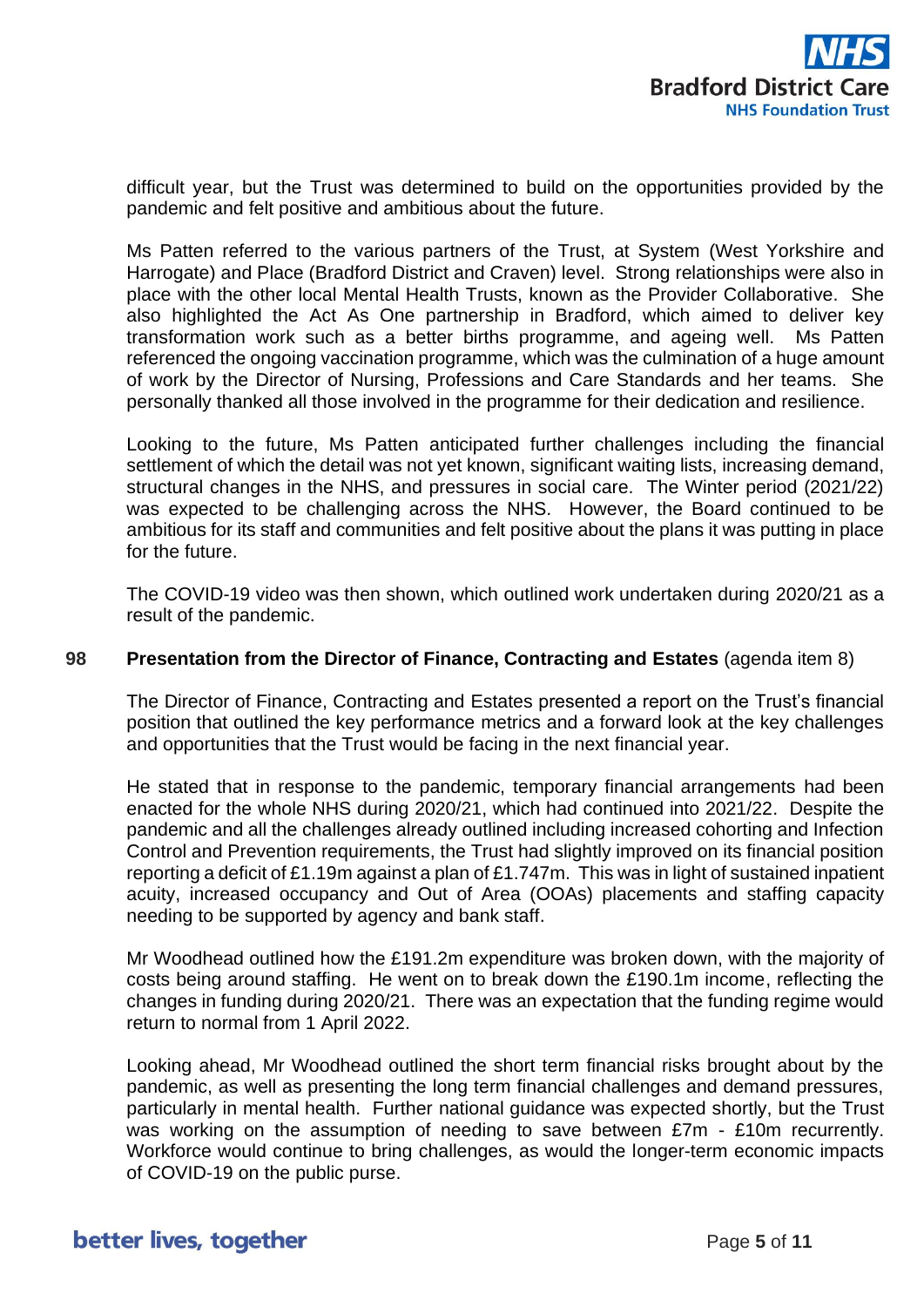difficult year, but the Trust was determined to build on the opportunities provided by the pandemic and felt positive and ambitious about the future.

Ms Patten referred to the various partners of the Trust, at System (West Yorkshire and Harrogate) and Place (Bradford District and Craven) level. Strong relationships were also in place with the other local Mental Health Trusts, known as the Provider Collaborative. She also highlighted the Act As One partnership in Bradford, which aimed to deliver key transformation work such as a better births programme, and ageing well. Ms Patten referenced the ongoing vaccination programme, which was the culmination of a huge amount of work by the Director of Nursing, Professions and Care Standards and her teams. She personally thanked all those involved in the programme for their dedication and resilience.

Looking to the future, Ms Patten anticipated further challenges including the financial settlement of which the detail was not yet known, significant waiting lists, increasing demand, structural changes in the NHS, and pressures in social care. The Winter period (2021/22) was expected to be challenging across the NHS. However, the Board continued to be ambitious for its staff and communities and felt positive about the plans it was putting in place for the future.

The COVID-19 video was then shown, which outlined work undertaken during 2020/21 as a result of the pandemic.

**98 Presentation from the Director of Finance, Contracting and Estates** (agenda item 8)

The Director of Finance, Contracting and Estates presented a report on the Trust's financial position that outlined the key performance metrics and a forward look at the key challenges and opportunities that the Trust would be facing in the next financial year.

He stated that in response to the pandemic, temporary financial arrangements had been enacted for the whole NHS during 2020/21, which had continued into 2021/22. Despite the pandemic and all the challenges already outlined including increased cohorting and Infection Control and Prevention requirements, the Trust had slightly improved on its financial position reporting a deficit of £1.19m against a plan of £1.747m. This was in light of sustained inpatient acuity, increased occupancy and Out of Area (OOAs) placements and staffing capacity needing to be supported by agency and bank staff.

Mr Woodhead outlined how the £191.2m expenditure was broken down, with the majority of costs being around staffing. He went on to break down the £190.1m income, reflecting the changes in funding during 2020/21. There was an expectation that the funding regime would return to normal from 1 April 2022.

Looking ahead, Mr Woodhead outlined the short term financial risks brought about by the pandemic, as well as presenting the long term financial challenges and demand pressures, particularly in mental health. Further national guidance was expected shortly, but the Trust was working on the assumption of needing to save between £7m - £10m recurrently. Workforce would continue to bring challenges, as would the longer-term economic impacts of COVID-19 on the public purse.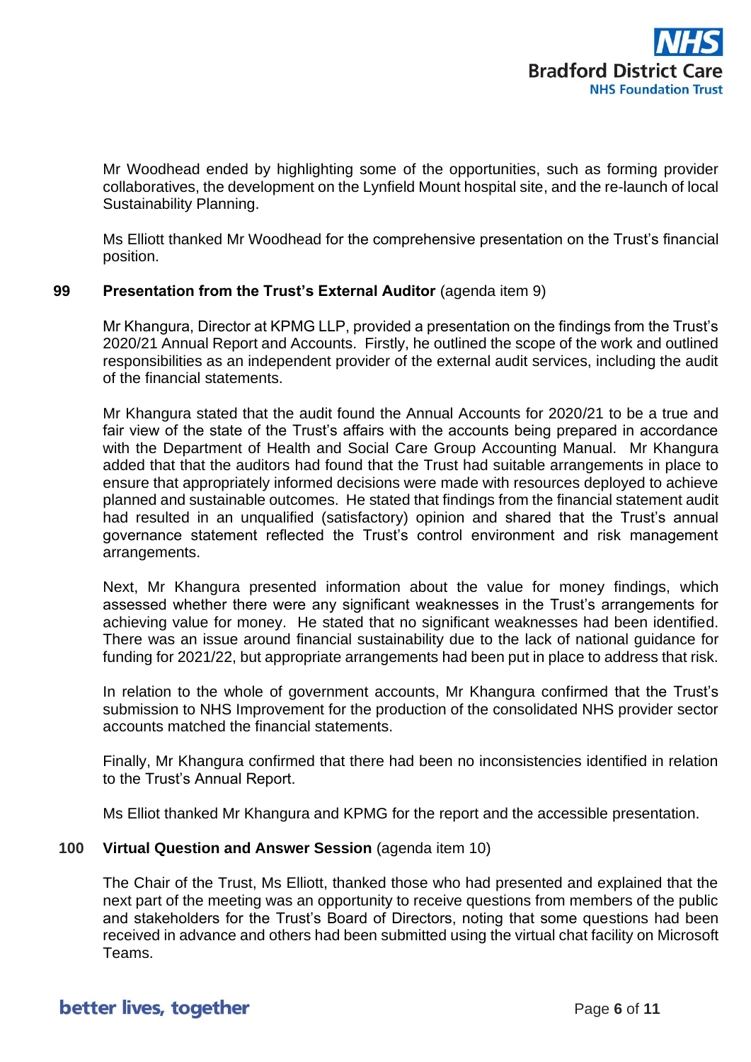Mr Woodhead ended by highlighting some of the opportunities, such as forming provider collaboratives, the development on the Lynfield Mount hospital site, and the re-launch of local Sustainability Planning.

Ms Elliott thanked Mr Woodhead for the comprehensive presentation on the Trust's financial position.

**99 Presentation from the Trust's External Auditor** (agenda item 9)

Mr Khangura, Director at KPMG LLP, provided a presentation on the findings from the Trust's 2020/21 Annual Report and Accounts. Firstly, he outlined the scope of the work and outlined responsibilities as an independent provider of the external audit services, including the audit of the financial statements.

Mr Khangura stated that the audit found the Annual Accounts for 2020/21 to be a true and fair view of the state of the Trust's affairs with the accounts being prepared in accordance with the Department of Health and Social Care Group Accounting Manual. Mr Khangura added that that the auditors had found that the Trust had suitable arrangements in place to ensure that appropriately informed decisions were made with resources deployed to achieve planned and sustainable outcomes. He stated that findings from the financial statement audit had resulted in an unqualified (satisfactory) opinion and shared that the Trust's annual governance statement reflected the Trust's control environment and risk management arrangements.

Next, Mr Khangura presented information about the value for money findings, which assessed whether there were any significant weaknesses in the Trust's arrangements for achieving value for money. He stated that no significant weaknesses had been identified. There was an issue around financial sustainability due to the lack of national guidance for funding for 2021/22, but appropriate arrangements had been put in place to address that risk.

In relation to the whole of government accounts, Mr Khangura confirmed that the Trust's submission to NHS Improvement for the production of the consolidated NHS provider sector accounts matched the financial statements.

Finally, Mr Khangura confirmed that there had been no inconsistencies identified in relation to the Trust's Annual Report.

Ms Elliot thanked Mr Khangura and KPMG for the report and the accessible presentation.

**100 Virtual Question and Answer Session** (agenda item 10)

The Chair of the Trust, Ms Elliott, thanked those who had presented and explained that the next part of the meeting was an opportunity to receive questions from members of the public and stakeholders for the Trust's Board of Directors, noting that some questions had been received in advance and others had been submitted using the virtual chat facility on Microsoft Teams.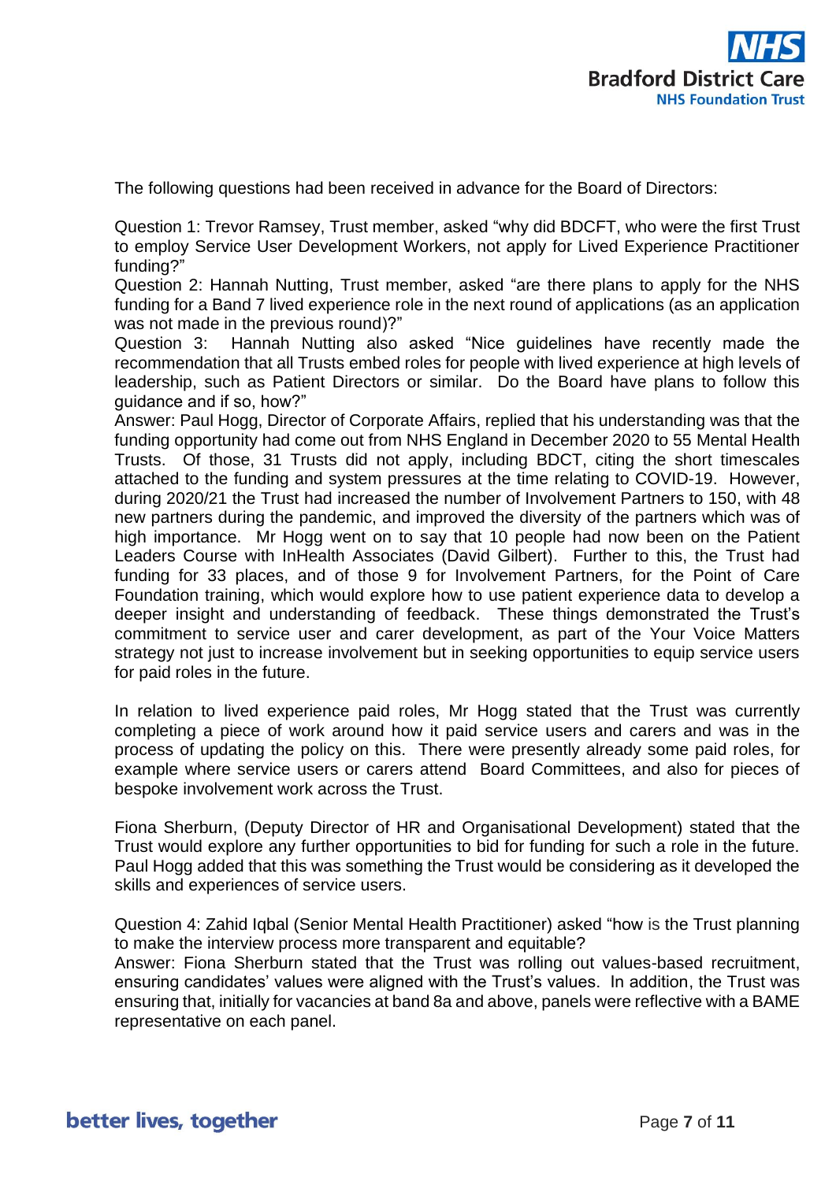The following questions had been received in advance for the Board of Directors:

Question 1: Trevor Ramsey, Trust member, asked "why did BDCFT, who were the first Trust to employ Service User Development Workers, not apply for Lived Experience Practitioner funding?"
Question 2: Hannah Nutting, Trust member, asked "are there plans to apply for the NHS funding for a Band 7 lived experience role in the next round of applications (as an application was not made in the previous round)?"
Question 3: Hannah Nutting also asked "Nice guidelines have recently made the recommendation that all Trusts embed roles for people with lived experience at high levels of leadership, such as Patient Directors or similar. Do the Board have plans to follow this guidance and if so, how?"
Answer: Paul Hogg, Director of Corporate Affairs, replied that his understanding was that the funding opportunity had come out from NHS England in December 2020 to 55 Mental Health Trusts. Of those, 31 Trusts did not apply, including BDCT, citing the short timescales attached to the funding and system pressures at the time relating to COVID-19. However, during 2020/21 the Trust had increased the number of Involvement Partners to 150, with 48 new partners during the pandemic, and improved the diversity of the partners which was of high importance. Mr Hogg went on to say that 10 people had now been on the Patient Leaders Course with InHealth Associates (David Gilbert). Further to this, the Trust had funding for 33 places, and of those 9 for Involvement Partners, for the Point of Care Foundation training, which would explore how to use patient experience data to develop a deeper insight and understanding of feedback. These things demonstrated the Trust's commitment to service user and carer development, as part of the Your Voice Matters strategy not just to increase involvement but in seeking opportunities to equip service users for paid roles in the future.

In relation to lived experience paid roles, Mr Hogg stated that the Trust was currently completing a piece of work around how it paid service users and carers and was in the process of updating the policy on this. There were presently already some paid roles, for example where service users or carers attend Board Committees, and also for pieces of bespoke involvement work across the Trust.

Fiona Sherburn, (Deputy Director of HR and Organisational Development) stated that the Trust would explore any further opportunities to bid for funding for such a role in the future. Paul Hogg added that this was something the Trust would be considering as it developed the skills and experiences of service users.

Question 4: Zahid Iqbal (Senior Mental Health Practitioner) asked "how is the Trust planning to make the interview process more transparent and equitable?
Answer: Fiona Sherburn stated that the Trust was rolling out values-based recruitment, ensuring candidates' values were aligned with the Trust's values. In addition, the Trust was ensuring that, initially for vacancies at band 8a and above, panels were reflective with a BAME representative on each panel.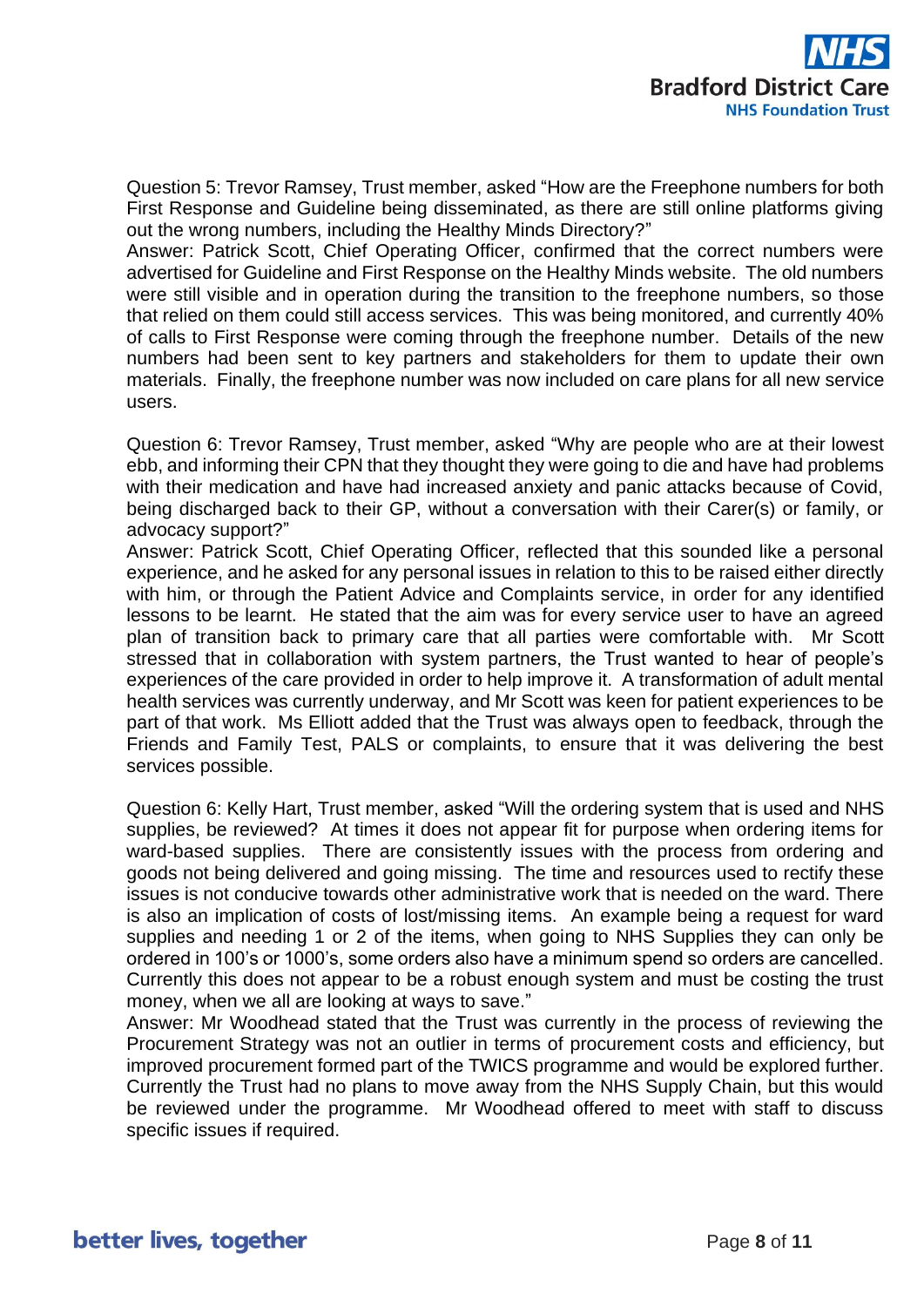Question 5: Trevor Ramsey, Trust member, asked "How are the Freephone numbers for both First Response and Guideline being disseminated, as there are still online platforms giving out the wrong numbers, including the Healthy Minds Directory?"
Answer: Patrick Scott, Chief Operating Officer, confirmed that the correct numbers were advertised for Guideline and First Response on the Healthy Minds website. The old numbers were still visible and in operation during the transition to the freephone numbers, so those that relied on them could still access services. This was being monitored, and currently 40% of calls to First Response were coming through the freephone number. Details of the new numbers had been sent to key partners and stakeholders for them to update their own materials. Finally, the freephone number was now included on care plans for all new service users.

Question 6: Trevor Ramsey, Trust member, asked "Why are people who are at their lowest ebb, and informing their CPN that they thought they were going to die and have had problems with their medication and have had increased anxiety and panic attacks because of Covid, being discharged back to their GP, without a conversation with their Carer(s) or family, or advocacy support?"
Answer: Patrick Scott, Chief Operating Officer, reflected that this sounded like a personal experience, and he asked for any personal issues in relation to this to be raised either directly with him, or through the Patient Advice and Complaints service, in order for any identified lessons to be learnt. He stated that the aim was for every service user to have an agreed plan of transition back to primary care that all parties were comfortable with. Mr Scott stressed that in collaboration with system partners, the Trust wanted to hear of people's experiences of the care provided in order to help improve it. A transformation of adult mental health services was currently underway, and Mr Scott was keen for patient experiences to be part of that work. Ms Elliott added that the Trust was always open to feedback, through the Friends and Family Test, PALS or complaints, to ensure that it was delivering the best services possible.

Question 6: Kelly Hart, Trust member, asked "Will the ordering system that is used and NHS supplies, be reviewed? At times it does not appear fit for purpose when ordering items for ward-based supplies. There are consistently issues with the process from ordering and goods not being delivered and going missing. The time and resources used to rectify these issues is not conducive towards other administrative work that is needed on the ward. There is also an implication of costs of lost/missing items. An example being a request for ward supplies and needing 1 or 2 of the items, when going to NHS Supplies they can only be ordered in 100's or 1000's, some orders also have a minimum spend so orders are cancelled. Currently this does not appear to be a robust enough system and must be costing the trust money, when we all are looking at ways to save."
Answer: Mr Woodhead stated that the Trust was currently in the process of reviewing the Procurement Strategy was not an outlier in terms of procurement costs and efficiency, but improved procurement formed part of the TWICS programme and would be explored further. Currently the Trust had no plans to move away from the NHS Supply Chain, but this would be reviewed under the programme. Mr Woodhead offered to meet with staff to discuss specific issues if required.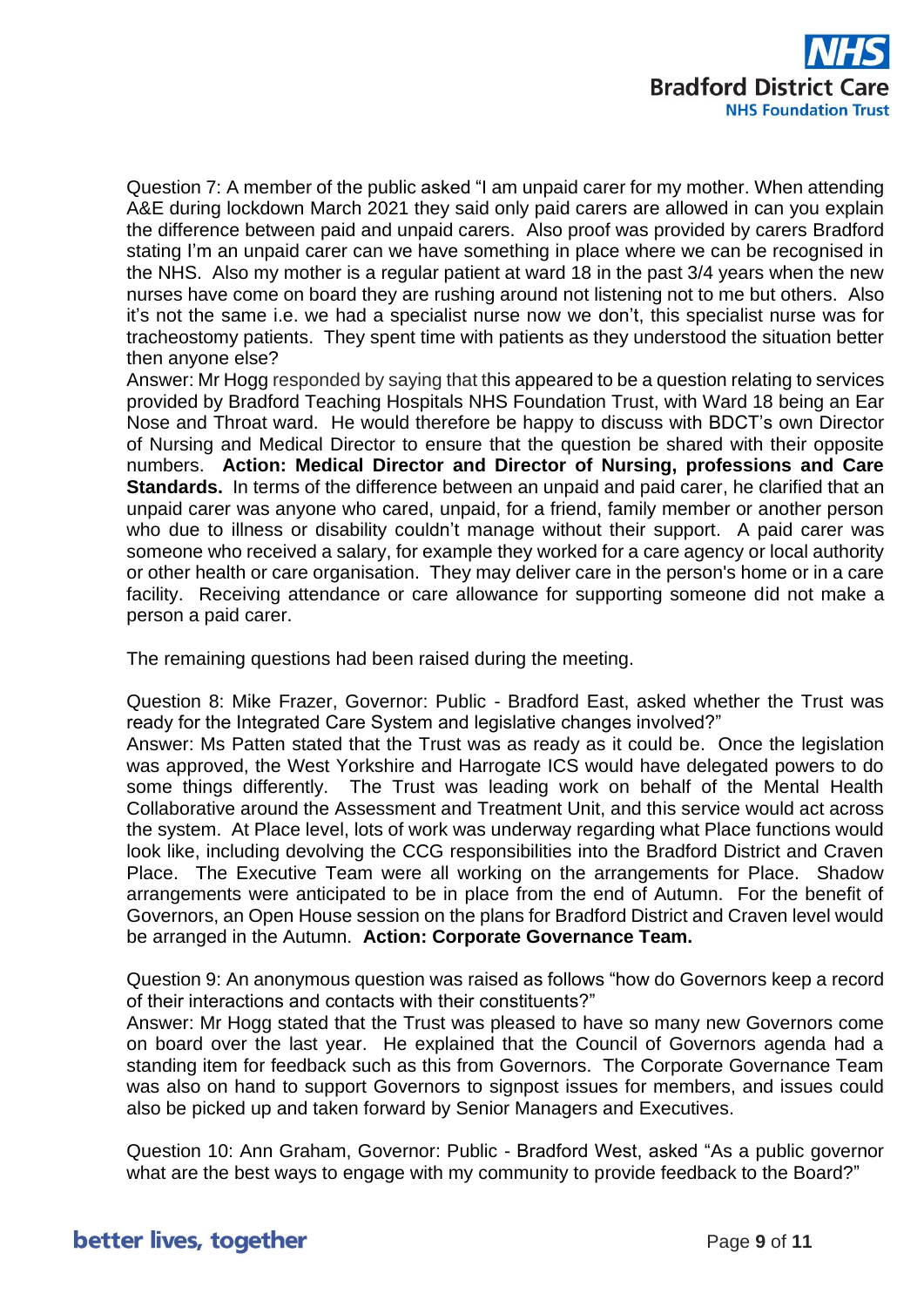Question 7: A member of the public asked “I am unpaid carer for my mother. When attending A&E during lockdown March 2021 they said only paid carers are allowed in can you explain the difference between paid and unpaid carers. Also proof was provided by carers Bradford stating I’m an unpaid carer can we have something in place where we can be recognised in the NHS. Also my mother is a regular patient at ward 18 in the past 3/4 years when the new nurses have come on board they are rushing around not listening not to me but others. Also it’s not the same i.e. we had a specialist nurse now we don’t, this specialist nurse was for tracheostomy patients. They spent time with patients as they understood the situation better then anyone else?

Answer: Mr Hogg responded by saying that this appeared to be a question relating to services provided by Bradford Teaching Hospitals NHS Foundation Trust, with Ward 18 being an Ear Nose and Throat ward. He would therefore be happy to discuss with BDCT’s own Director of Nursing and Medical Director to ensure that the question be shared with their opposite numbers. **Action: Medical Director and Director of Nursing, professions and Care Standards.** In terms of the difference between an unpaid and paid carer, he clarified that an unpaid carer was anyone who cared, unpaid, for a friend, family member or another person who due to illness or disability couldn’t manage without their support. A paid carer was someone who received a salary, for example they worked for a care agency or local authority or other health or care organisation. They may deliver care in the person's home or in a care facility. Receiving attendance or care allowance for supporting someone did not make a person a paid carer.

The remaining questions had been raised during the meeting.

Question 8: Mike Frazer, Governor: Public - Bradford East, asked whether the Trust was ready for the Integrated Care System and legislative changes involved?”

Answer: Ms Patten stated that the Trust was as ready as it could be. Once the legislation was approved, the West Yorkshire and Harrogate ICS would have delegated powers to do some things differently. The Trust was leading work on behalf of the Mental Health Collaborative around the Assessment and Treatment Unit, and this service would act across the system. At Place level, lots of work was underway regarding what Place functions would look like, including devolving the CCG responsibilities into the Bradford District and Craven Place. The Executive Team were all working on the arrangements for Place. Shadow arrangements were anticipated to be in place from the end of Autumn. For the benefit of Governors, an Open House session on the plans for Bradford District and Craven level would be arranged in the Autumn. **Action: Corporate Governance Team.**

Question 9: An anonymous question was raised as follows “how do Governors keep a record of their interactions and contacts with their constituents?”

Answer: Mr Hogg stated that the Trust was pleased to have so many new Governors come on board over the last year. He explained that the Council of Governors agenda had a standing item for feedback such as this from Governors. The Corporate Governance Team was also on hand to support Governors to signpost issues for members, and issues could also be picked up and taken forward by Senior Managers and Executives.

Question 10: Ann Graham, Governor: Public - Bradford West, asked “As a public governor what are the best ways to engage with my community to provide feedback to the Board?”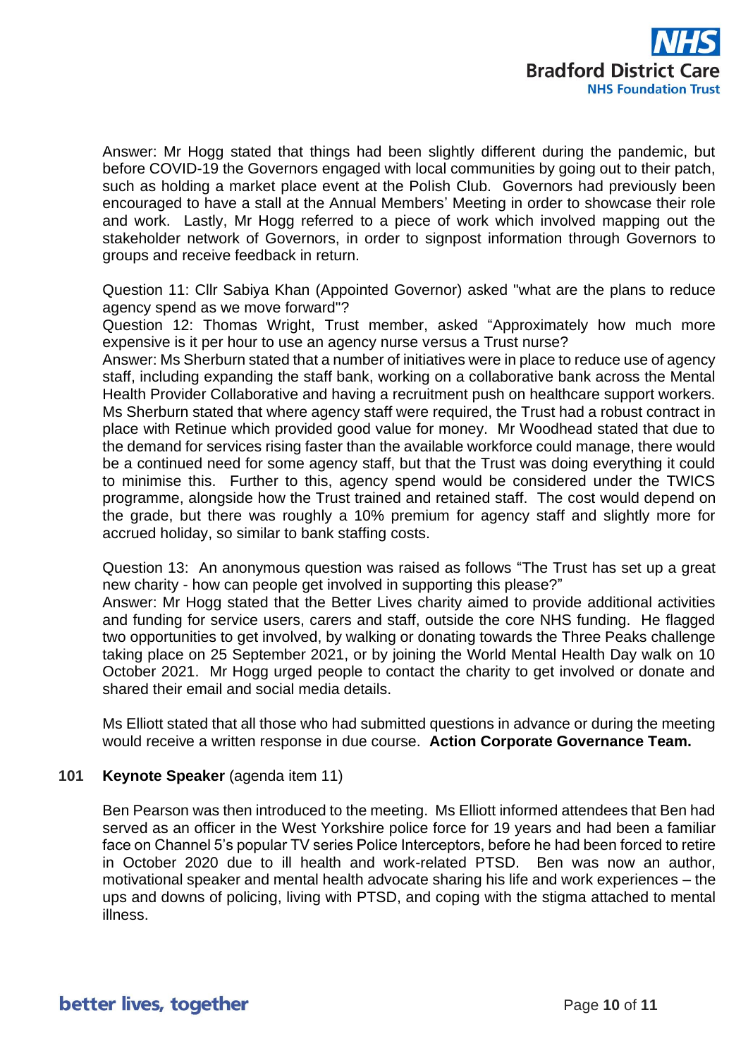Answer: Mr Hogg stated that things had been slightly different during the pandemic, but before COVID-19 the Governors engaged with local communities by going out to their patch, such as holding a market place event at the Polish Club. Governors had previously been encouraged to have a stall at the Annual Members' Meeting in order to showcase their role and work. Lastly, Mr Hogg referred to a piece of work which involved mapping out the stakeholder network of Governors, in order to signpost information through Governors to groups and receive feedback in return.

Question 11: Cllr Sabiya Khan (Appointed Governor) asked "what are the plans to reduce agency spend as we move forward"?
Question 12: Thomas Wright, Trust member, asked "Approximately how much more expensive is it per hour to use an agency nurse versus a Trust nurse?
Answer: Ms Sherburn stated that a number of initiatives were in place to reduce use of agency staff, including expanding the staff bank, working on a collaborative bank across the Mental Health Provider Collaborative and having a recruitment push on healthcare support workers. Ms Sherburn stated that where agency staff were required, the Trust had a robust contract in place with Retinue which provided good value for money. Mr Woodhead stated that due to the demand for services rising faster than the available workforce could manage, there would be a continued need for some agency staff, but that the Trust was doing everything it could to minimise this. Further to this, agency spend would be considered under the TWICS programme, alongside how the Trust trained and retained staff. The cost would depend on the grade, but there was roughly a 10% premium for agency staff and slightly more for accrued holiday, so similar to bank staffing costs.

Question 13: An anonymous question was raised as follows "The Trust has set up a great new charity - how can people get involved in supporting this please?"
Answer: Mr Hogg stated that the Better Lives charity aimed to provide additional activities and funding for service users, carers and staff, outside the core NHS funding. He flagged two opportunities to get involved, by walking or donating towards the Three Peaks challenge taking place on 25 September 2021, or by joining the World Mental Health Day walk on 10 October 2021. Mr Hogg urged people to contact the charity to get involved or donate and shared their email and social media details.

Ms Elliott stated that all those who had submitted questions in advance or during the meeting would receive a written response in due course. **Action Corporate Governance Team.**

**101 Keynote Speaker** (agenda item 11)

Ben Pearson was then introduced to the meeting. Ms Elliott informed attendees that Ben had served as an officer in the West Yorkshire police force for 19 years and had been a familiar face on Channel 5's popular TV series Police Interceptors, before he had been forced to retire in October 2020 due to ill health and work-related PTSD. Ben was now an author, motivational speaker and mental health advocate sharing his life and work experiences – the ups and downs of policing, living with PTSD, and coping with the stigma attached to mental illness.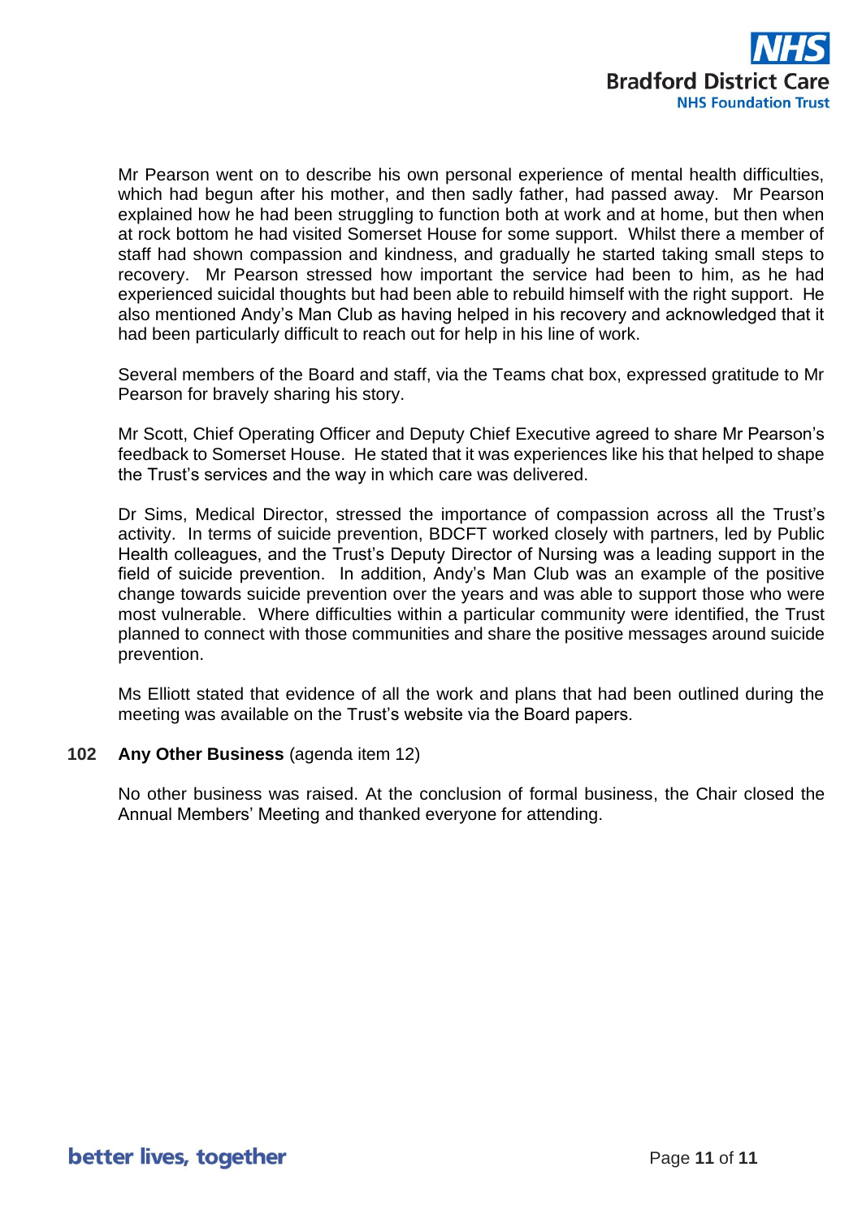Mr Pearson went on to describe his own personal experience of mental health difficulties, which had begun after his mother, and then sadly father, had passed away. Mr Pearson explained how he had been struggling to function both at work and at home, but then when at rock bottom he had visited Somerset House for some support. Whilst there a member of staff had shown compassion and kindness, and gradually he started taking small steps to recovery. Mr Pearson stressed how important the service had been to him, as he had experienced suicidal thoughts but had been able to rebuild himself with the right support. He also mentioned Andy's Man Club as having helped in his recovery and acknowledged that it had been particularly difficult to reach out for help in his line of work.

Several members of the Board and staff, via the Teams chat box, expressed gratitude to Mr Pearson for bravely sharing his story.

Mr Scott, Chief Operating Officer and Deputy Chief Executive agreed to share Mr Pearson's feedback to Somerset House. He stated that it was experiences like his that helped to shape the Trust's services and the way in which care was delivered.

Dr Sims, Medical Director, stressed the importance of compassion across all the Trust's activity. In terms of suicide prevention, BDCFT worked closely with partners, led by Public Health colleagues, and the Trust's Deputy Director of Nursing was a leading support in the field of suicide prevention. In addition, Andy's Man Club was an example of the positive change towards suicide prevention over the years and was able to support those who were most vulnerable. Where difficulties within a particular community were identified, the Trust planned to connect with those communities and share the positive messages around suicide prevention.

Ms Elliott stated that evidence of all the work and plans that had been outlined during the meeting was available on the Trust's website via the Board papers.

**102 Any Other Business** (agenda item 12)

No other business was raised. At the conclusion of formal business, the Chair closed the Annual Members' Meeting and thanked everyone for attending.